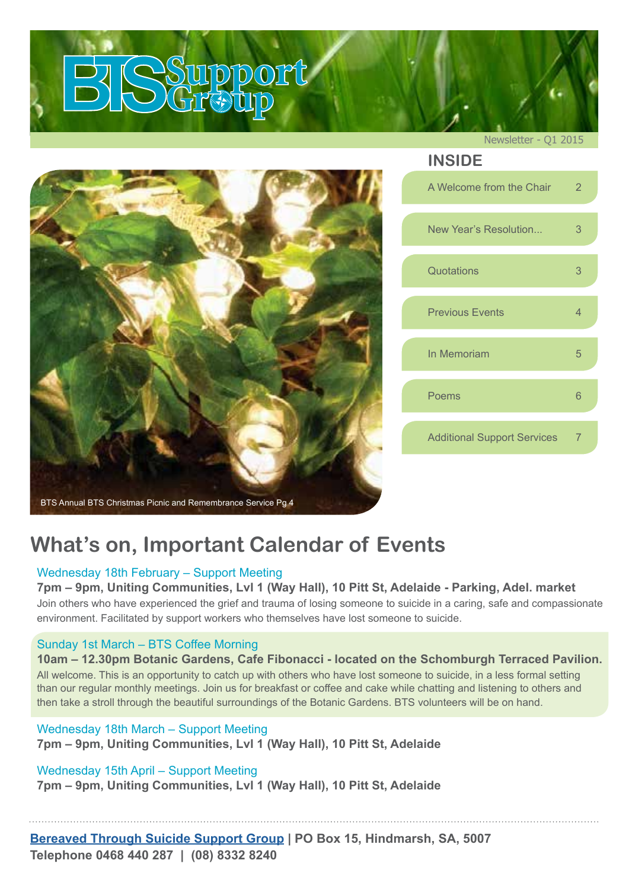# BTS Support Group

Newsletter - Q1 2015

BTS Annual BTS Christmas Picnic and Remembrance Service Pg 4

## INSIDE

| | |
|---|---|
| A Welcome from the Chair | 2 |
| New Year's Resolution... | 3 |
| Quotations | 3 |
| Previous Events | 4 |
| In Memoriam | 5 |
| Poems | 6 |
| Additional Support Services | 7 |

## What's on, Important Calendar of Events

### Wednesday 18th February – Support Meeting

**7pm – 9pm, Uniting Communities, Lvl 1 (Way Hall), 10 Pitt St, Adelaide - Parking, Adel. market**

Join others who have experienced the grief and trauma of losing someone to suicide in a caring, safe and compassionate environment. Facilitated by support workers who themselves have lost someone to suicide.

### Sunday 1st March – BTS Coffee Morning

**10am – 12.30pm Botanic Gardens, Cafe Fibonacci - located on the Schomburgh Terraced Pavilion.**

All welcome. This is an opportunity to catch up with others who have lost someone to suicide, in a less formal setting than our regular monthly meetings. Join us for breakfast or coffee and cake while chatting and listening to others and then take a stroll through the beautiful surroundings of the Botanic Gardens. BTS volunteers will be on hand.

### Wednesday 18th March – Support Meeting

**7pm – 9pm, Uniting Communities, Lvl 1 (Way Hall), 10 Pitt St, Adelaide**

### Wednesday 15th April – Support Meeting

**7pm – 9pm, Uniting Communities, Lvl 1 (Way Hall), 10 Pitt St, Adelaide**

---

**Bereaved Through Suicide Support Group | PO Box 15, Hindmarsh, SA, 5007**
**Telephone 0468 440 287 | (08) 8332 8240**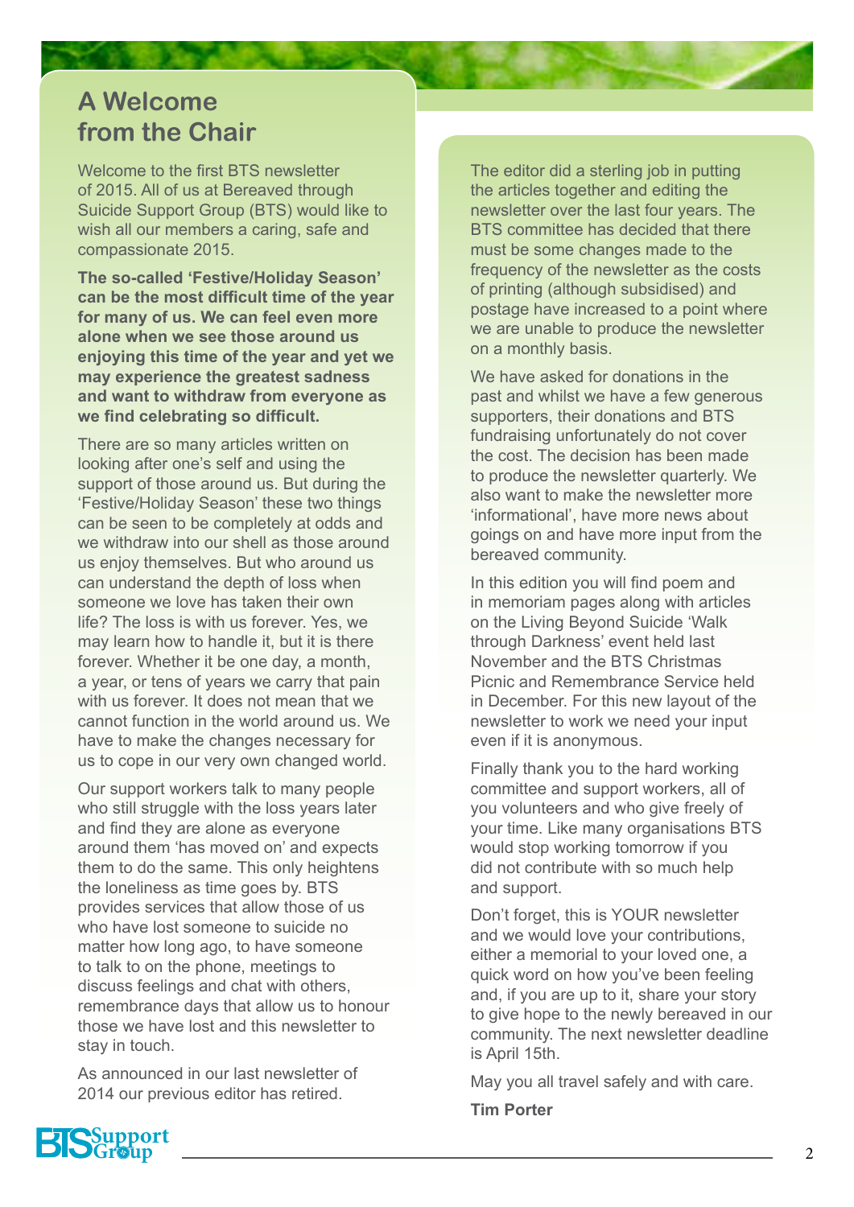# A Welcome from the Chair

Welcome to the first BTS newsletter of 2015. All of us at Bereaved through Suicide Support Group (BTS) would like to wish all our members a caring, safe and compassionate 2015.

**The so-called 'Festive/Holiday Season' can be the most difficult time of the year for many of us. We can feel even more alone when we see those around us enjoying this time of the year and yet we may experience the greatest sadness and want to withdraw from everyone as we find celebrating so difficult.**

There are so many articles written on looking after one's self and using the support of those around us. But during the 'Festive/Holiday Season' these two things can be seen to be completely at odds and we withdraw into our shell as those around us enjoy themselves. But who around us can understand the depth of loss when someone we love has taken their own life? The loss is with us forever. Yes, we may learn how to handle it, but it is there forever. Whether it be one day, a month, a year, or tens of years we carry that pain with us forever. It does not mean that we cannot function in the world around us. We have to make the changes necessary for us to cope in our very own changed world.

Our support workers talk to many people who still struggle with the loss years later and find they are alone as everyone around them 'has moved on' and expects them to do the same. This only heightens the loneliness as time goes by. BTS provides services that allow those of us who have lost someone to suicide no matter how long ago, to have someone to talk to on the phone, meetings to discuss feelings and chat with others, remembrance days that allow us to honour those we have lost and this newsletter to stay in touch.

As announced in our last newsletter of 2014 our previous editor has retired.

The editor did a sterling job in putting the articles together and editing the newsletter over the last four years. The BTS committee has decided that there must be some changes made to the frequency of the newsletter as the costs of printing (although subsidised) and postage have increased to a point where we are unable to produce the newsletter on a monthly basis.

We have asked for donations in the past and whilst we have a few generous supporters, their donations and BTS fundraising unfortunately do not cover the cost. The decision has been made to produce the newsletter quarterly. We also want to make the newsletter more 'informational', have more news about goings on and have more input from the bereaved community.

In this edition you will find poem and in memoriam pages along with articles on the Living Beyond Suicide 'Walk through Darkness' event held last November and the BTS Christmas Picnic and Remembrance Service held in December. For this new layout of the newsletter to work we need your input even if it is anonymous.

Finally thank you to the hard working committee and support workers, all of you volunteers and who give freely of your time. Like many organisations BTS would stop working tomorrow if you did not contribute with so much help and support.

Don't forget, this is YOUR newsletter and we would love your contributions, either a memorial to your loved one, a quick word on how you've been feeling and, if you are up to it, share your story to give hope to the newly bereaved in our community. The next newsletter deadline is April 15th.

May you all travel safely and with care.

**Tim Porter**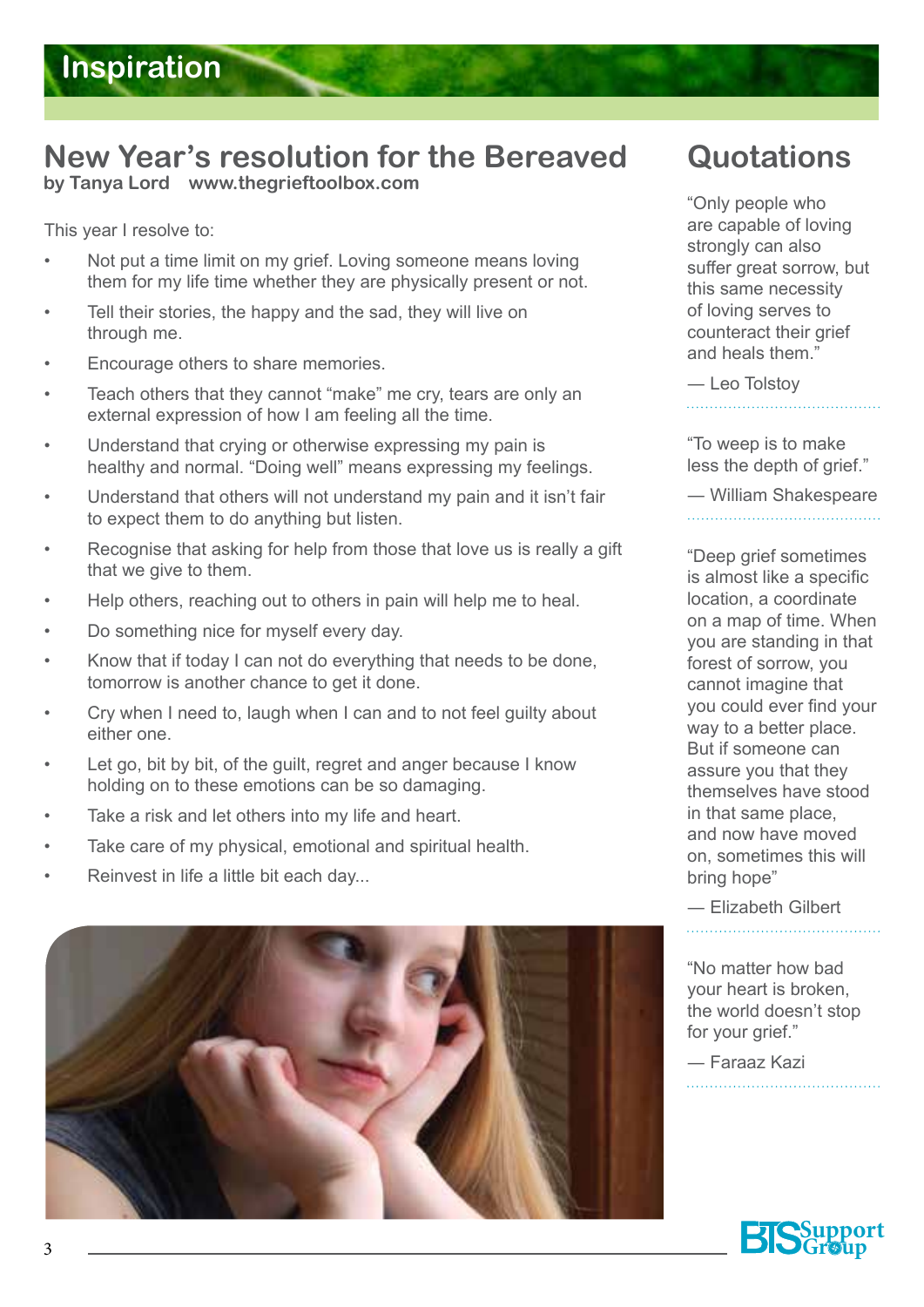# Inspiration

## New Year's resolution for the Bereaved

**by Tanya Lord www.thegrieftoolbox.com**

This year I resolve to:

- Not put a time limit on my grief. Loving someone means loving them for my life time whether they are physically present or not.
- Tell their stories, the happy and the sad, they will live on through me.
- Encourage others to share memories.
- Teach others that they cannot "make" me cry, tears are only an external expression of how I am feeling all the time.
- Understand that crying or otherwise expressing my pain is healthy and normal. "Doing well" means expressing my feelings.
- Understand that others will not understand my pain and it isn't fair to expect them to do anything but listen.
- Recognise that asking for help from those that love us is really a gift that we give to them.
- Help others, reaching out to others in pain will help me to heal.
- Do something nice for myself every day.
- Know that if today I can not do everything that needs to be done, tomorrow is another chance to get it done.
- Cry when I need to, laugh when I can and to not feel guilty about either one.
- Let go, bit by bit, of the guilt, regret and anger because I know holding on to these emotions can be so damaging.
- Take a risk and let others into my life and heart.
- Take care of my physical, emotional and spiritual health.
- Reinvest in life a little bit each day...

## Quotations

"Only people who are capable of loving strongly can also suffer great sorrow, but this same necessity of loving serves to counteract their grief and heals them."

— Leo Tolstoy

"To weep is to make less the depth of grief."

— William Shakespeare

"Deep grief sometimes is almost like a specific location, a coordinate on a map of time. When you are standing in that forest of sorrow, you cannot imagine that you could ever find your way to a better place. But if someone can assure you that they themselves have stood in that same place, and now have moved on, sometimes this will bring hope"

— Elizabeth Gilbert

"No matter how bad your heart is broken, the world doesn't stop for your grief."

— Faraaz Kazi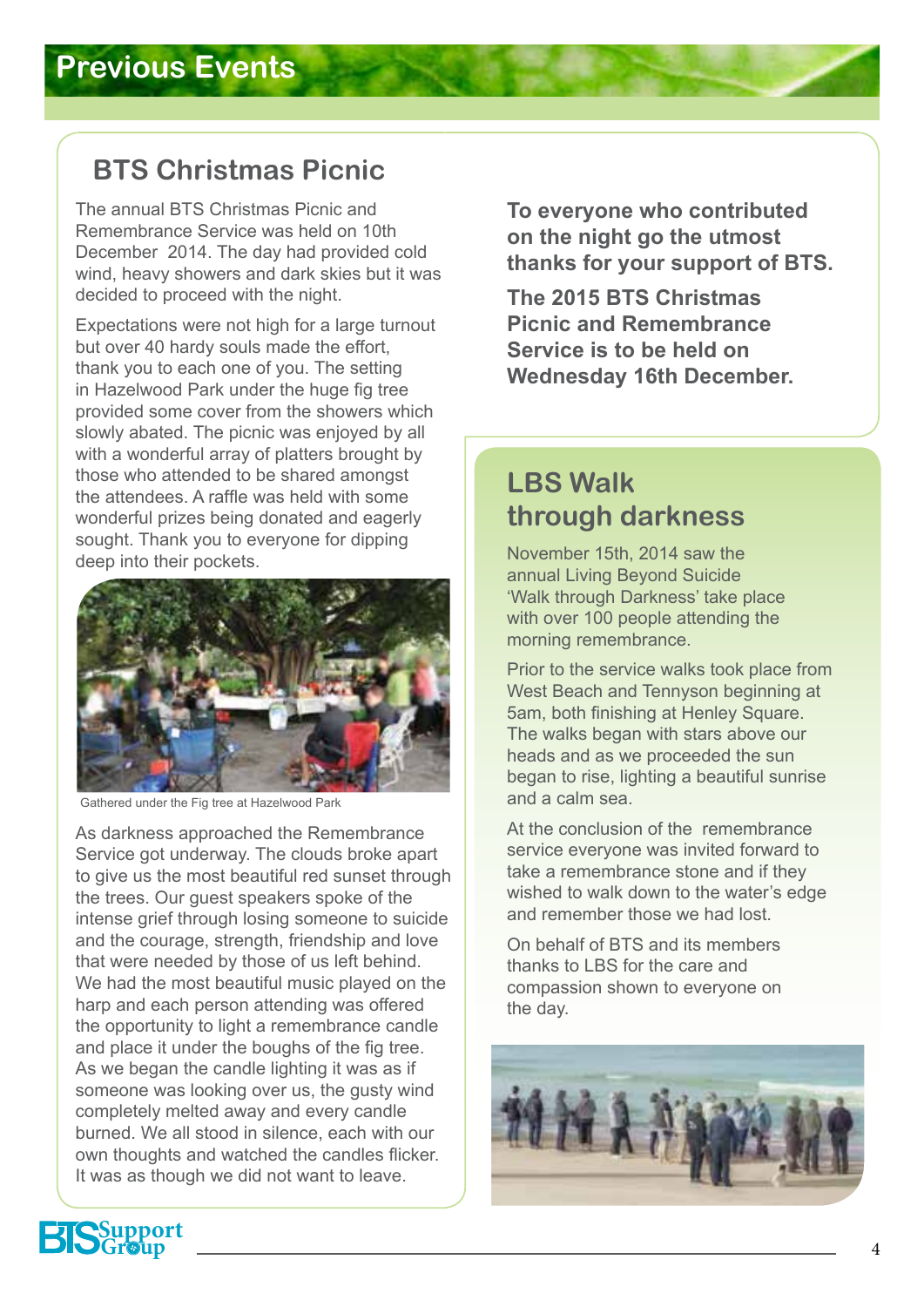# Previous Events

## BTS Christmas Picnic

The annual BTS Christmas Picnic and Remembrance Service was held on 10th December 2014. The day had provided cold wind, heavy showers and dark skies but it was decided to proceed with the night.

Expectations were not high for a large turnout but over 40 hardy souls made the effort, thank you to each one of you. The setting in Hazelwood Park under the huge fig tree provided some cover from the showers which slowly abated. The picnic was enjoyed by all with a wonderful array of platters brought by those who attended to be shared amongst the attendees. A raffle was held with some wonderful prizes being donated and eagerly sought. Thank you to everyone for dipping deep into their pockets.

Gathered under the Fig tree at Hazelwood Park

As darkness approached the Remembrance Service got underway. The clouds broke apart to give us the most beautiful red sunset through the trees. Our guest speakers spoke of the intense grief through losing someone to suicide and the courage, strength, friendship and love that were needed by those of us left behind. We had the most beautiful music played on the harp and each person attending was offered the opportunity to light a remembrance candle and place it under the boughs of the fig tree. As we began the candle lighting it was as if someone was looking over us, the gusty wind completely melted away and every candle burned. We all stood in silence, each with our own thoughts and watched the candles flicker. It was as though we did not want to leave.

**To everyone who contributed on the night go the utmost thanks for your support of BTS.**

**The 2015 BTS Christmas Picnic and Remembrance Service is to be held on Wednesday 16th December.**

## LBS Walk through darkness

November 15th, 2014 saw the annual Living Beyond Suicide 'Walk through Darkness' take place with over 100 people attending the morning remembrance.

Prior to the service walks took place from West Beach and Tennyson beginning at 5am, both finishing at Henley Square. The walks began with stars above our heads and as we proceeded the sun began to rise, lighting a beautiful sunrise and a calm sea.

At the conclusion of the remembrance service everyone was invited forward to take a remembrance stone and if they wished to walk down to the water's edge and remember those we had lost.

On behalf of BTS and its members thanks to LBS for the care and compassion shown to everyone on the day.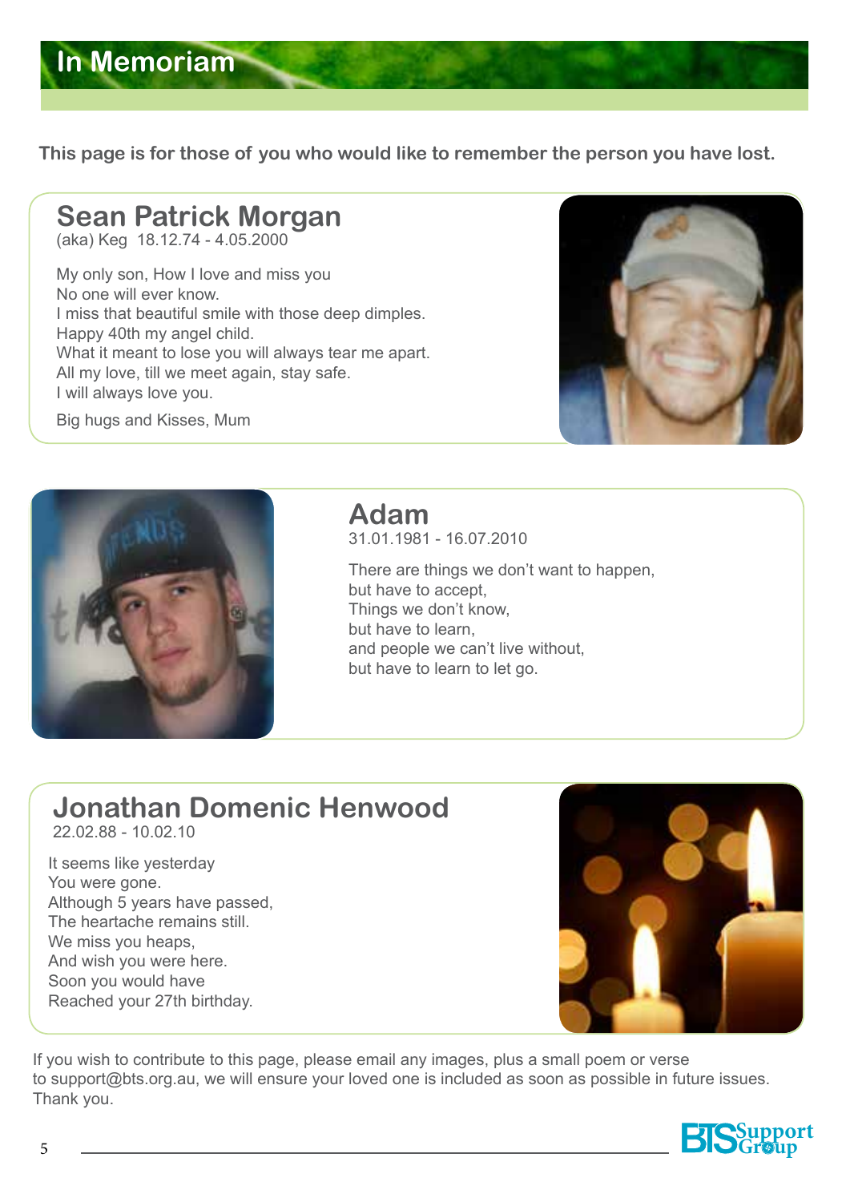# In Memoriam

**This page is for those of you who would like to remember the person you have lost.**

## Sean Patrick Morgan

(aka) Keg 18.12.74 - 4.05.2000

My only son, How I love and miss you
No one will ever know.
I miss that beautiful smile with those deep dimples.
Happy 40th my angel child.
What it meant to lose you will always tear me apart.
All my love, till we meet again, stay safe.
I will always love you.

Big hugs and Kisses, Mum

## Adam

31.01.1981 - 16.07.2010

There are things we don't want to happen,
but have to accept,
Things we don't know,
but have to learn,
and people we can't live without,
but have to learn to let go.

## Jonathan Domenic Henwood

22.02.88 - 10.02.10

It seems like yesterday
You were gone.
Although 5 years have passed,
The heartache remains still.
We miss you heaps,
And wish you were here.
Soon you would have
Reached your 27th birthday.

If you wish to contribute to this page, please email any images, plus a small poem or verse to support@bts.org.au, we will ensure your loved one is included as soon as possible in future issues. Thank you.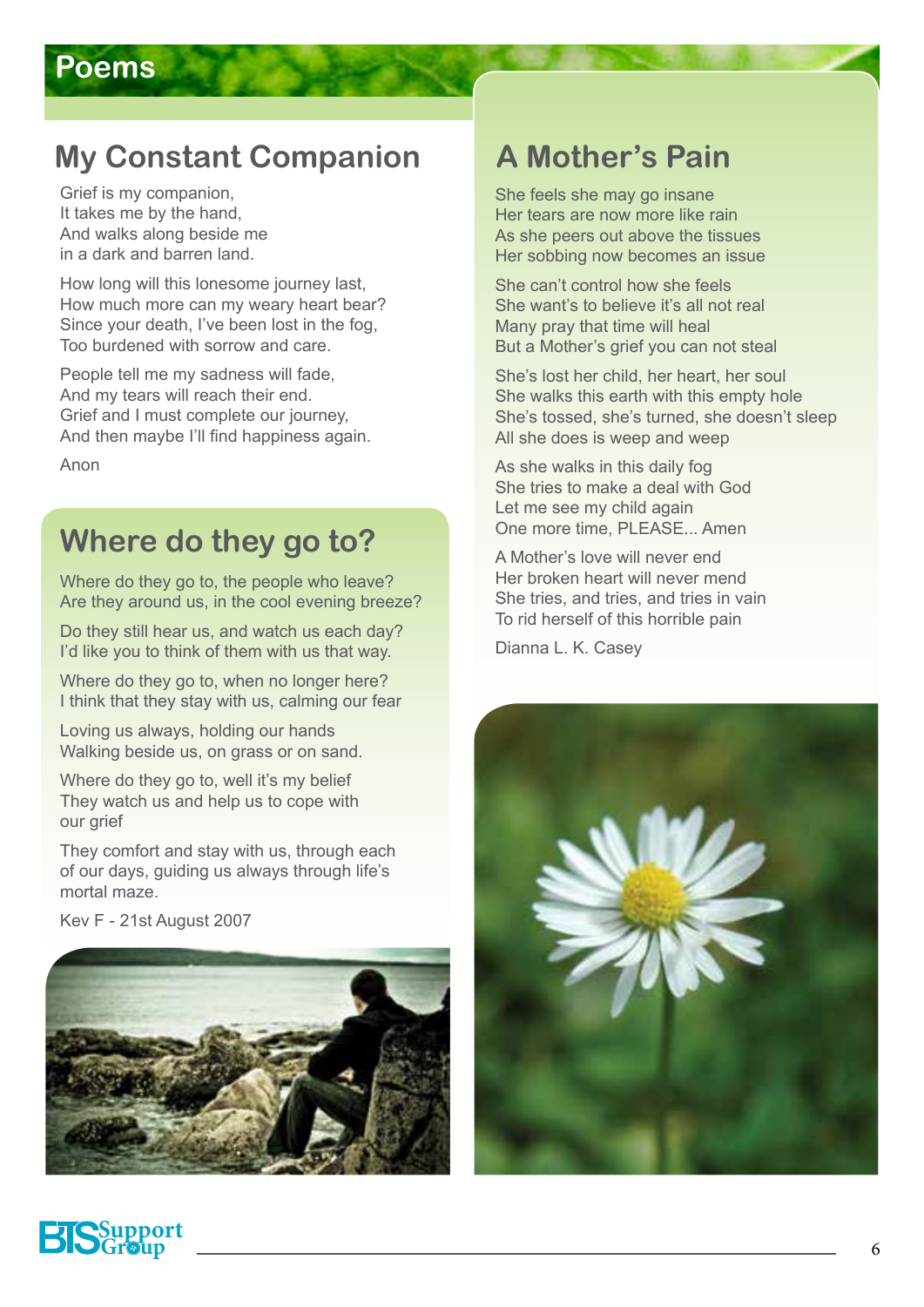# Poems

## My Constant Companion

Grief is my companion,
It takes me by the hand,
And walks along beside me
in a dark and barren land.

How long will this lonesome journey last,
How much more can my weary heart bear?
Since your death, I've been lost in the fog,
Too burdened with sorrow and care.

People tell me my sadness will fade,
And my tears will reach their end.
Grief and I must complete our journey,
And then maybe I'll find happiness again.

Anon

## Where do they go to?

Where do they go to, the people who leave?
Are they around us, in the cool evening breeze?

Do they still hear us, and watch us each day?
I'd like you to think of them with us that way.

Where do they go to, when no longer here?
I think that they stay with us, calming our fear

Loving us always, holding our hands
Walking beside us, on grass or on sand.

Where do they go to, well it's my belief
They watch us and help us to cope with
our grief

They comfort and stay with us, through each
of our days, guiding us always through life's
mortal maze.

Kev F - 21st August 2007

## A Mother's Pain

She feels she may go insane
Her tears are now more like rain
As she peers out above the tissues
Her sobbing now becomes an issue

She can't control how she feels
She want's to believe it's all not real
Many pray that time will heal
But a Mother's grief you can not steal

She's lost her child, her heart, her soul
She walks this earth with this empty hole
She's tossed, she's turned, she doesn't sleep
All she does is weep and weep

As she walks in this daily fog
She tries to make a deal with God
Let me see my child again
One more time, PLEASE... Amen

A Mother's love will never end
Her broken heart will never mend
She tries, and tries, and tries in vain
To rid herself of this horrible pain

Dianna L. K. Casey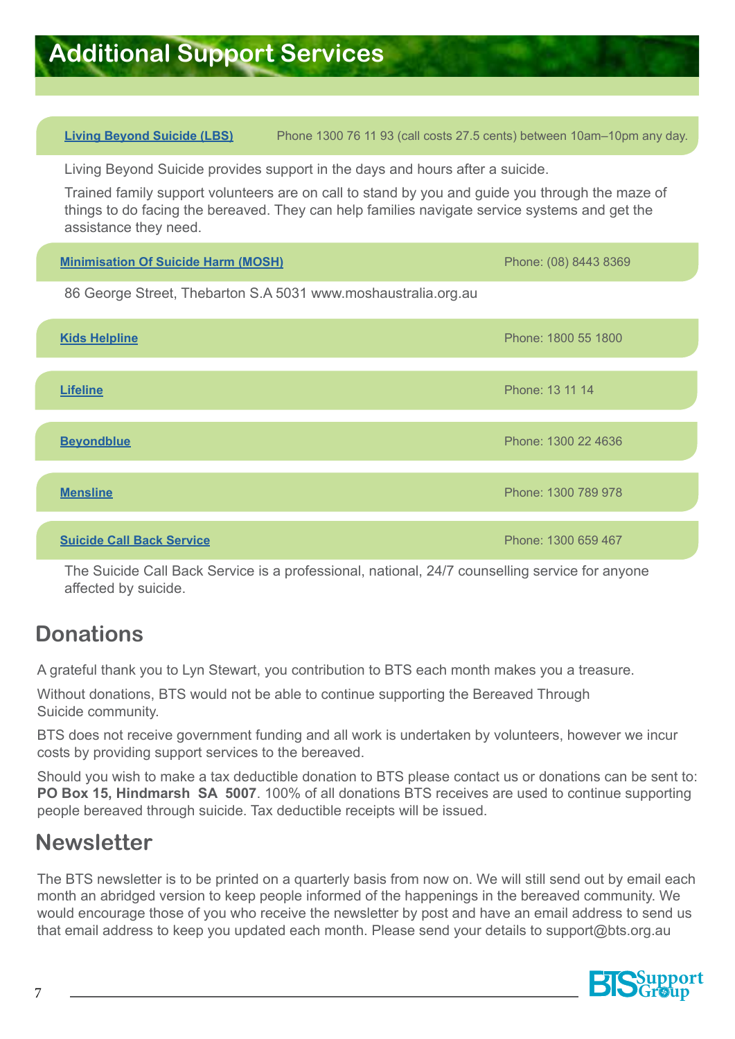# Additional Support Services

**Living Beyond Suicide (LBS)** Phone 1300 76 11 93 (call costs 27.5 cents) between 10am–10pm any day.

Living Beyond Suicide provides support in the days and hours after a suicide.

Trained family support volunteers are on call to stand by you and guide you through the maze of things to do facing the bereaved. They can help families navigate service systems and get the assistance they need.

**Minimisation Of Suicide Harm (MOSH)** Phone: (08) 8443 8369

86 George Street, Thebarton S.A 5031 www.moshaustralia.org.au

**Kids Helpline** Phone: 1800 55 1800

**Lifeline** Phone: 13 11 14

**Beyondblue** Phone: 1300 22 4636

**Mensline** Phone: 1300 789 978

**Suicide Call Back Service** Phone: 1300 659 467

The Suicide Call Back Service is a professional, national, 24/7 counselling service for anyone affected by suicide.

## Donations

A grateful thank you to Lyn Stewart, you contribution to BTS each month makes you a treasure.

Without donations, BTS would not be able to continue supporting the Bereaved Through Suicide community.

BTS does not receive government funding and all work is undertaken by volunteers, however we incur costs by providing support services to the bereaved.

Should you wish to make a tax deductible donation to BTS please contact us or donations can be sent to: **PO Box 15, Hindmarsh SA 5007**. 100% of all donations BTS receives are used to continue supporting people bereaved through suicide. Tax deductible receipts will be issued.

## Newsletter

The BTS newsletter is to be printed on a quarterly basis from now on. We will still send out by email each month an abridged version to keep people informed of the happenings in the bereaved community. We would encourage those of you who receive the newsletter by post and have an email address to send us that email address to keep you updated each month. Please send your details to support@bts.org.au